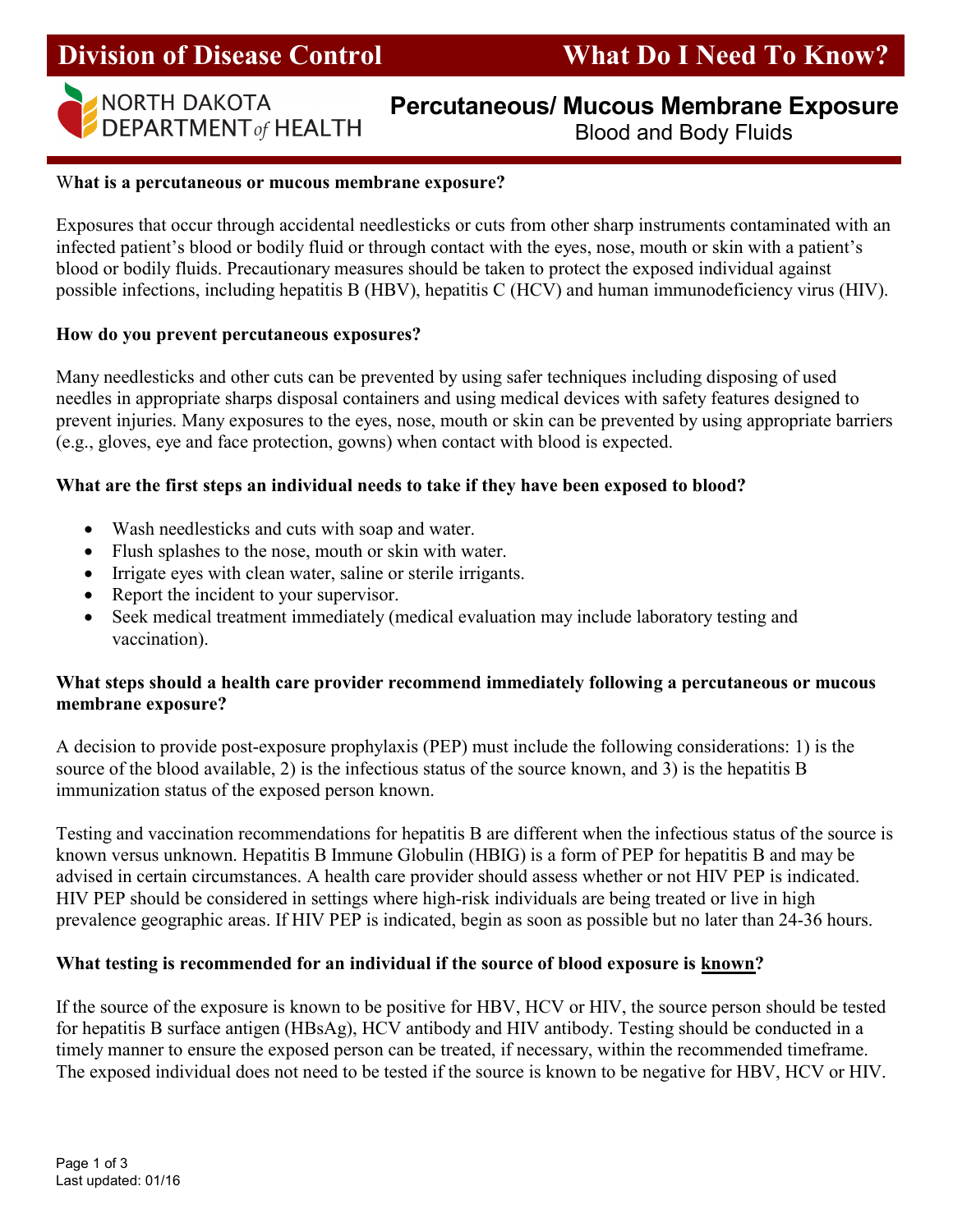# Division of Disease Control — What Do I Need To Know?

NORTH DAKOTA DEPARTMENT of HEALTH

## Percutaneous/ Mucous Membrane Exposure

Blood and Body Fluids

**What is a percutaneous or mucous membrane exposure?**

Exposures that occur through accidental needlesticks or cuts from other sharp instruments contaminated with an infected patient's blood or bodily fluid or through contact with the eyes, nose, mouth or skin with a patient's blood or bodily fluids. Precautionary measures should be taken to protect the exposed individual against possible infections, including hepatitis B (HBV), hepatitis C (HCV) and human immunodeficiency virus (HIV).

**How do you prevent percutaneous exposures?**

Many needlesticks and other cuts can be prevented by using safer techniques including disposing of used needles in appropriate sharps disposal containers and using medical devices with safety features designed to prevent injuries. Many exposures to the eyes, nose, mouth or skin can be prevented by using appropriate barriers (e.g., gloves, eye and face protection, gowns) when contact with blood is expected.

**What are the first steps an individual needs to take if they have been exposed to blood?**

- Wash needlesticks and cuts with soap and water.
- Flush splashes to the nose, mouth or skin with water.
- Irrigate eyes with clean water, saline or sterile irrigants.
- Report the incident to your supervisor.
- Seek medical treatment immediately (medical evaluation may include laboratory testing and vaccination).

**What steps should a health care provider recommend immediately following a percutaneous or mucous membrane exposure?**

A decision to provide post-exposure prophylaxis (PEP) must include the following considerations: 1) is the source of the blood available, 2) is the infectious status of the source known, and 3) is the hepatitis B immunization status of the exposed person known.

Testing and vaccination recommendations for hepatitis B are different when the infectious status of the source is known versus unknown. Hepatitis B Immune Globulin (HBIG) is a form of PEP for hepatitis B and may be advised in certain circumstances. A health care provider should assess whether or not HIV PEP is indicated. HIV PEP should be considered in settings where high-risk individuals are being treated or live in high prevalence geographic areas. If HIV PEP is indicated, begin as soon as possible but no later than 24-36 hours.

**What testing is recommended for an individual if the source of blood exposure is <u>known</u>?**

If the source of the exposure is known to be positive for HBV, HCV or HIV, the source person should be tested for hepatitis B surface antigen (HBsAg), HCV antibody and HIV antibody. Testing should be conducted in a timely manner to ensure the exposed person can be treated, if necessary, within the recommended timeframe. The exposed individual does not need to be tested if the source is known to be negative for HBV, HCV or HIV.

Last updated: 01/16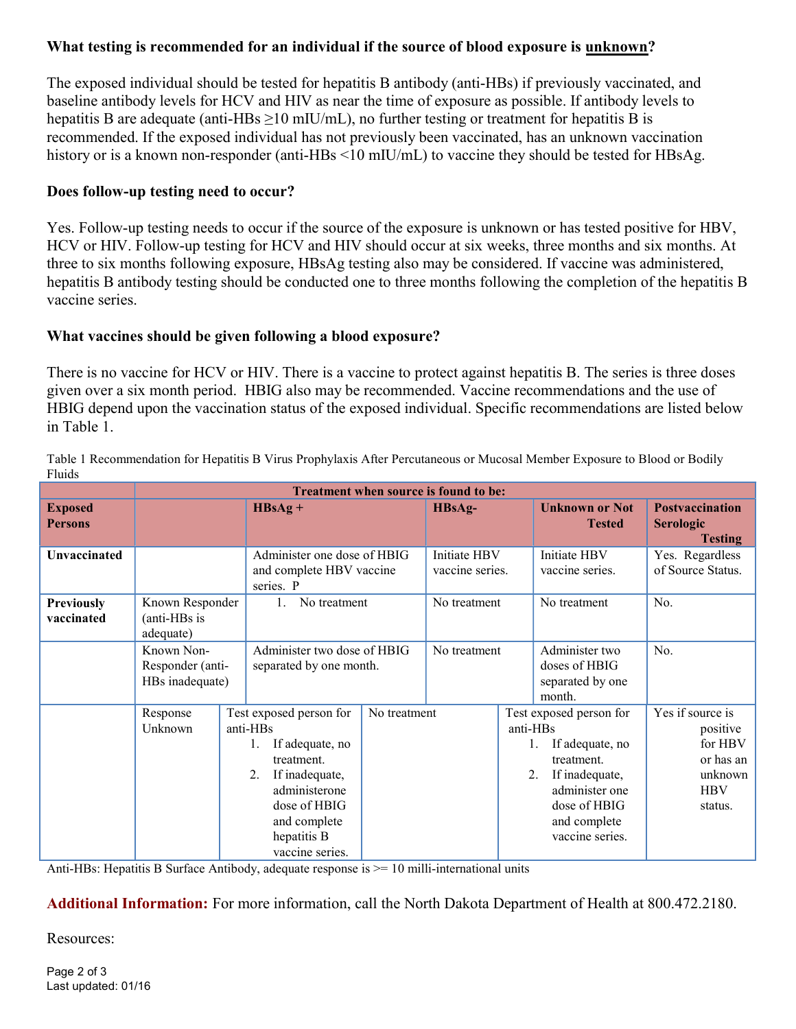**What testing is recommended for an individual if the source of blood exposure is unknown?**

The exposed individual should be tested for hepatitis B antibody (anti-HBs) if previously vaccinated, and baseline antibody levels for HCV and HIV as near the time of exposure as possible. If antibody levels to hepatitis B are adequate (anti-HBs ≥10 mIU/mL), no further testing or treatment for hepatitis B is recommended. If the exposed individual has not previously been vaccinated, has an unknown vaccination history or is a known non-responder (anti-HBs <10 mIU/mL) to vaccine they should be tested for HBsAg.

**Does follow-up testing need to occur?**

Yes. Follow-up testing needs to occur if the source of the exposure is unknown or has tested positive for HBV, HCV or HIV. Follow-up testing for HCV and HIV should occur at six weeks, three months and six months. At three to six months following exposure, HBsAg testing also may be considered. If vaccine was administered, hepatitis B antibody testing should be conducted one to three months following the completion of the hepatitis B vaccine series.

**What vaccines should be given following a blood exposure?**

There is no vaccine for HCV or HIV. There is a vaccine to protect against hepatitis B. The series is three doses given over a six month period. HBIG also may be recommended. Vaccine recommendations and the use of HBIG depend upon the vaccination status of the exposed individual. Specific recommendations are listed below in Table 1.

Table 1 Recommendation for Hepatitis B Virus Prophylaxis After Percutaneous or Mucosal Member Exposure to Blood or Bodily Fluids

| | | Treatment when source is found to be: | | | |
|---|---|---|---|---|---|
| **Exposed Persons** | | **HBsAg +** | **HBsAg-** | **Unknown or Not Tested** | **Postvaccination Serologic Testing** |
| **Unvaccinated** | | Administer one dose of HBIG and complete HBV vaccine series. P | Initiate HBV vaccine series. | Initiate HBV vaccine series. | Yes. Regardless of Source Status. |
| **Previously vaccinated** | Known Responder (anti-HBs is adequate) | 1. No treatment | No treatment | No treatment | No. |
| | Known Non-Responder (anti-HBs inadequate) | Administer two dose of HBIG separated by one month. | No treatment | Administer two doses of HBIG separated by one month. | No. |
| | Response Unknown | Test exposed person for anti-HBs<br>1. If adequate, no treatment.<br>2. If inadequate, administerone dose of HBIG and complete hepatitis B vaccine series. | No treatment | Test exposed person for anti-HBs<br>1. If adequate, no treatment.<br>2. If inadequate, administer one dose of HBIG and complete vaccine series. | Yes if source is positive for HBV or has an unknown HBV status. |

Anti-HBs: Hepatitis B Surface Antibody, adequate response is >= 10 milli-international units

**Additional Information:** For more information, call the North Dakota Department of Health at 800.472.2180.

Resources:

Last updated: 01/16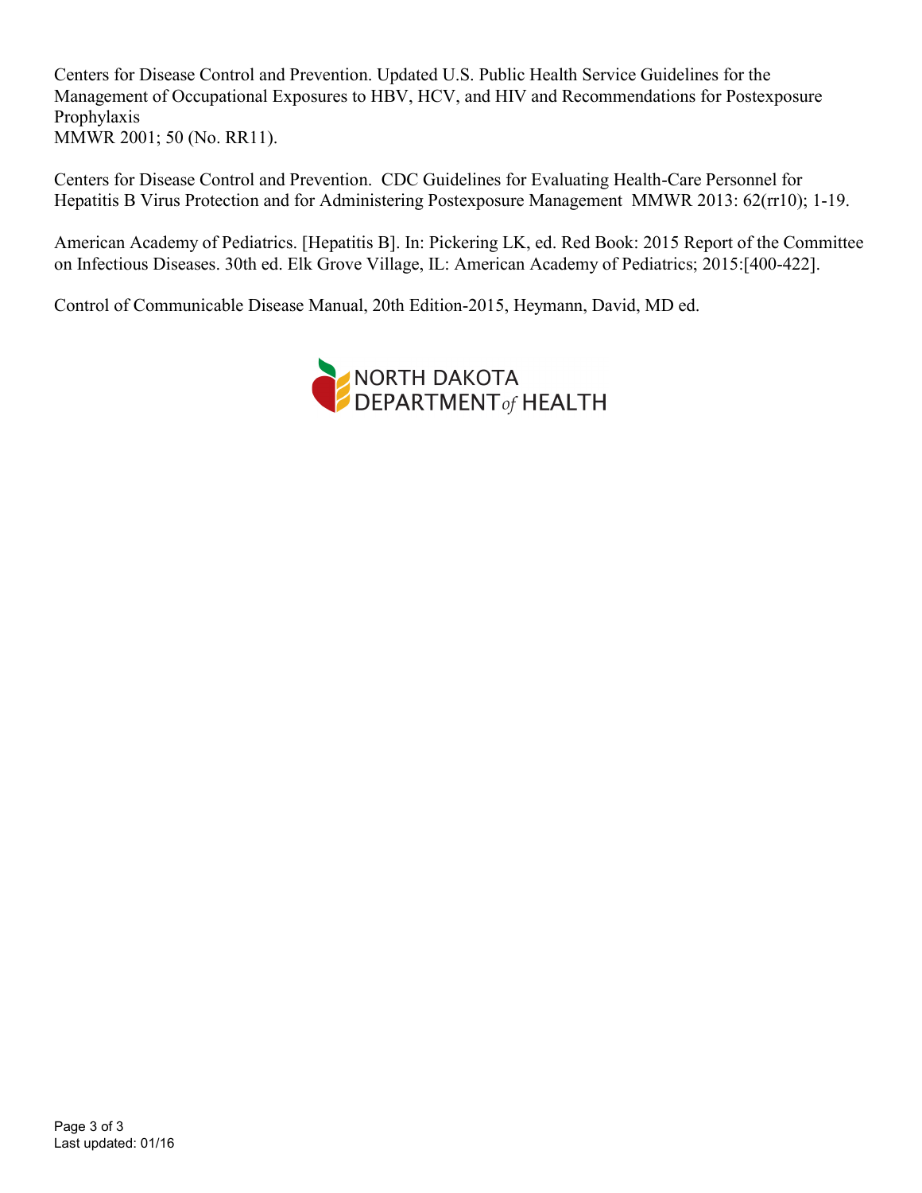Centers for Disease Control and Prevention. Updated U.S. Public Health Service Guidelines for the Management of Occupational Exposures to HBV, HCV, and HIV and Recommendations for Postexposure Prophylaxis
MMWR 2001; 50 (No. RR11).

Centers for Disease Control and Prevention. CDC Guidelines for Evaluating Health-Care Personnel for Hepatitis B Virus Protection and for Administering Postexposure Management MMWR 2013: 62(rr10); 1-19.

American Academy of Pediatrics. [Hepatitis B]. In: Pickering LK, ed. Red Book: 2015 Report of the Committee on Infectious Diseases. 30th ed. Elk Grove Village, IL: American Academy of Pediatrics; 2015:[400-422].

Control of Communicable Disease Manual, 20th Edition-2015, Heymann, David, MD ed.

NORTH DAKOTA DEPARTMENT *of* HEALTH

Last updated: 01/16